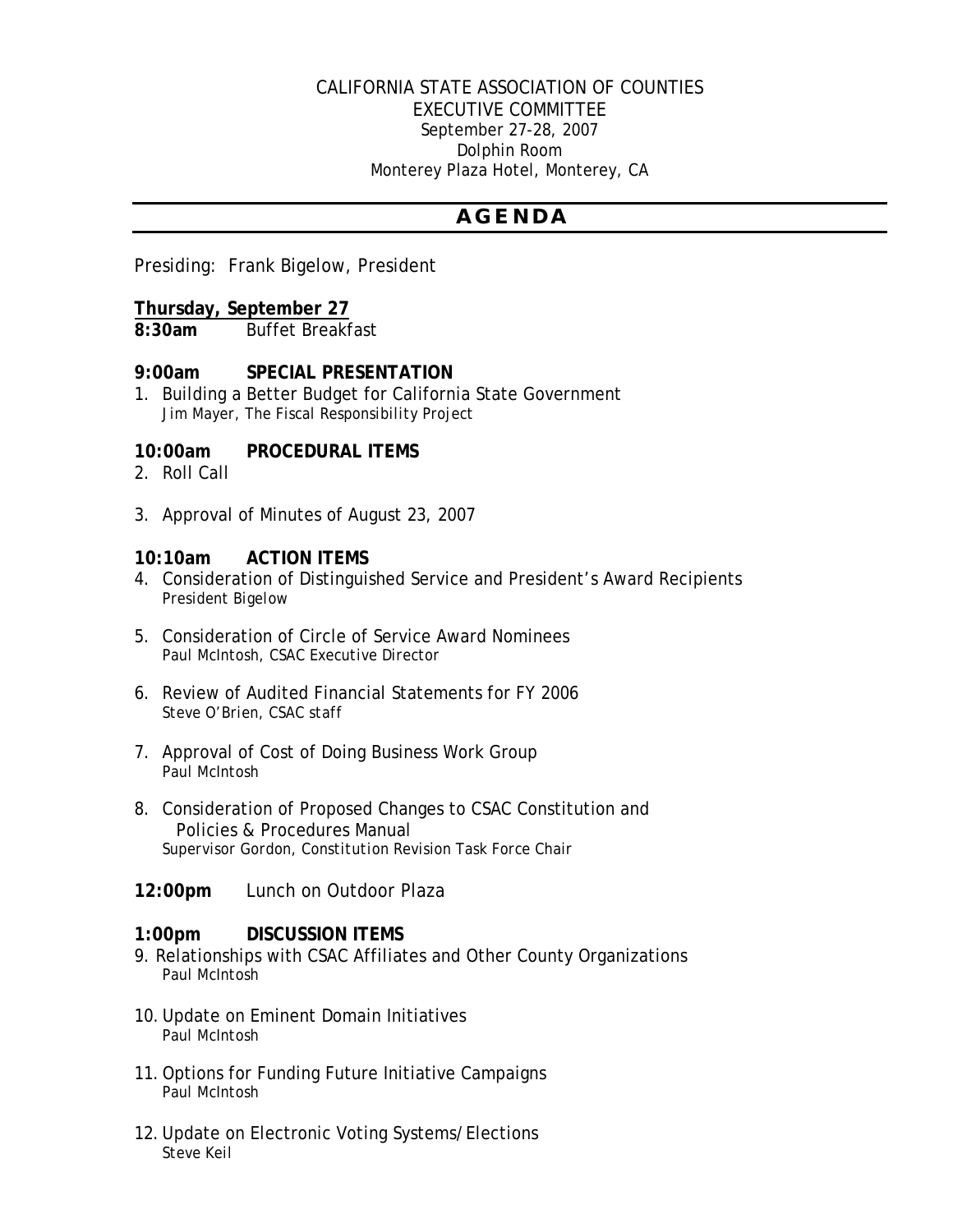CALIFORNIA STATE ASSOCIATION OF COUNTIES
EXECUTIVE COMMITTEE
September 27-28, 2007
Dolphin Room
Monterey Plaza Hotel, Monterey, CA

# AGENDA

Presiding: Frank Bigelow, President

**Thursday, September 27**

**8:30am** Buffet Breakfast

**9:00am SPECIAL PRESENTATION**

1. Building a Better Budget for California State Government
   *Jim Mayer, The Fiscal Responsibility Project*

**10:00am PROCEDURAL ITEMS**

2. Roll Call

3. Approval of Minutes of August 23, 2007

**10:10am ACTION ITEMS**

4. Consideration of Distinguished Service and President's Award Recipients
   *President Bigelow*

5. Consideration of Circle of Service Award Nominees
   *Paul McIntosh, CSAC Executive Director*

6. Review of Audited Financial Statements for FY 2006
   *Steve O'Brien, CSAC staff*

7. Approval of Cost of Doing Business Work Group
   *Paul McIntosh*

8. Consideration of Proposed Changes to CSAC Constitution and Policies & Procedures Manual
   *Supervisor Gordon, Constitution Revision Task Force Chair*

**12:00pm** Lunch on Outdoor Plaza

**1:00pm DISCUSSION ITEMS**

9. Relationships with CSAC Affiliates and Other County Organizations
   *Paul McIntosh*

10. Update on Eminent Domain Initiatives
    *Paul McIntosh*

11. Options for Funding Future Initiative Campaigns
    *Paul McIntosh*

12. Update on Electronic Voting Systems/Elections
    *Steve Keil*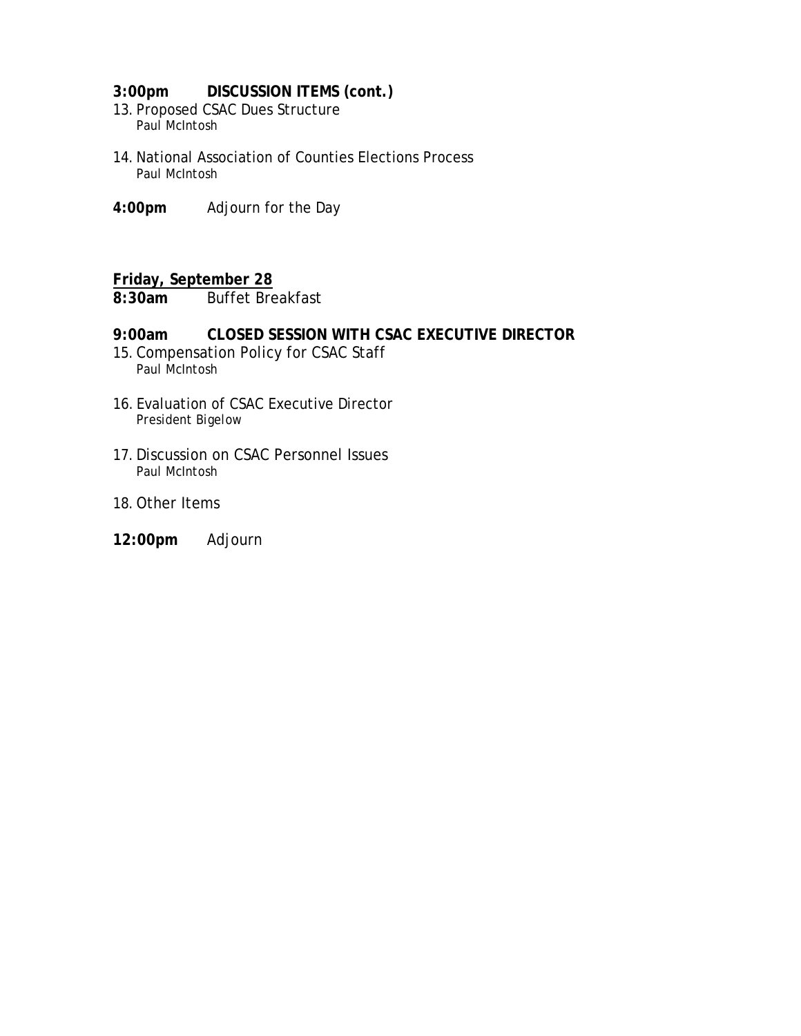**3:00pm DISCUSSION ITEMS (cont.)**

13. Proposed CSAC Dues Structure
    Paul McIntosh

14. National Association of Counties Elections Process
    Paul McIntosh

**4:00pm** Adjourn for the Day

**Friday, September 28**

**8:30am** Buffet Breakfast

**9:00am CLOSED SESSION WITH CSAC EXECUTIVE DIRECTOR**

15. Compensation Policy for CSAC Staff
    Paul McIntosh

16. Evaluation of CSAC Executive Director
    President Bigelow

17. Discussion on CSAC Personnel Issues
    Paul McIntosh

18. Other Items

**12:00pm** Adjourn